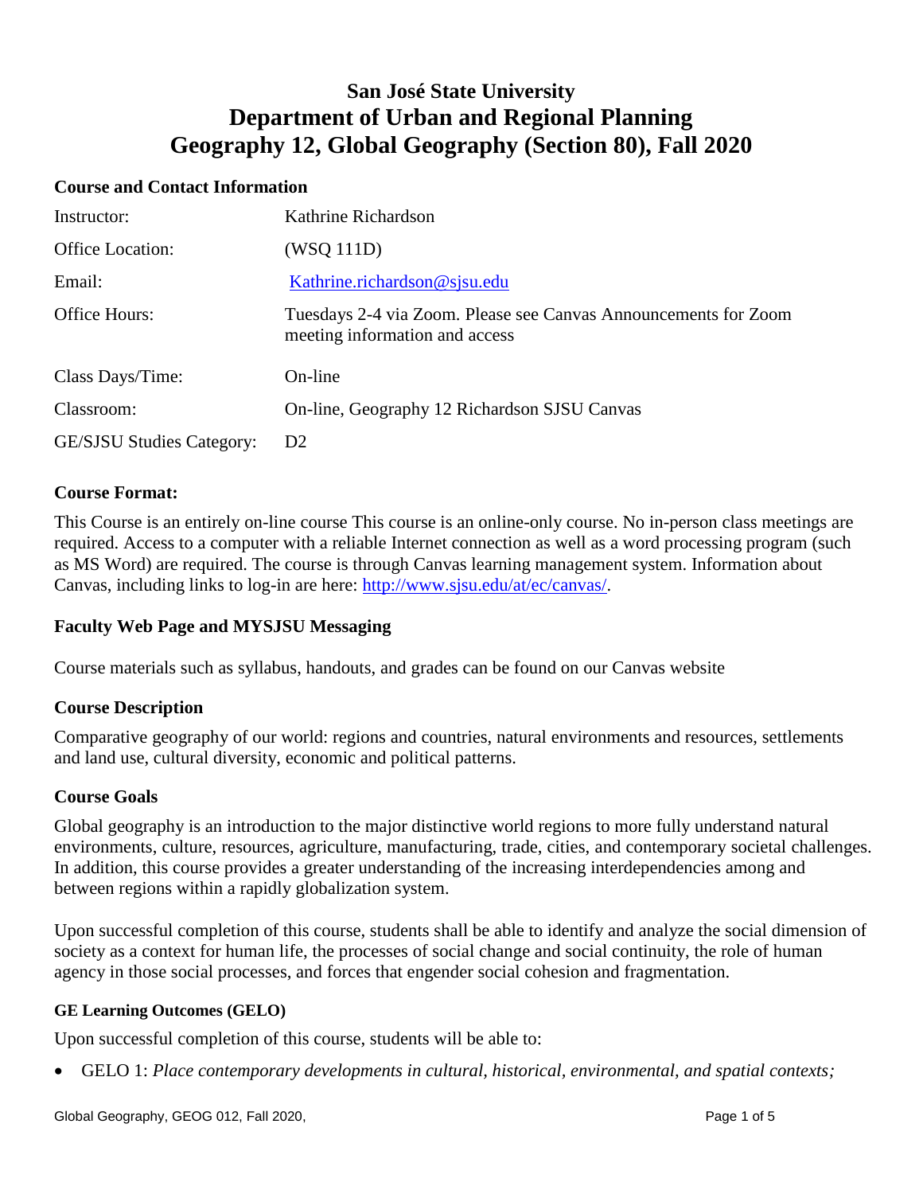# San José State University
# Department of Urban and Regional Planning
# Geography 12, Global Geography (Section 80), Fall 2020

### Course and Contact Information

| | |
|---|---|
| Instructor: | Kathrine Richardson |
| Office Location: | (WSQ 111D) |
| Email: | Kathrine.richardson@sjsu.edu |
| Office Hours: | Tuesdays 2-4 via Zoom. Please see Canvas Announcements for Zoom meeting information and access |
| Class Days/Time: | On-line |
| Classroom: | On-line, Geography 12 Richardson SJSU Canvas |
| GE/SJSU Studies Category: | D2 |

### Course Format:

This Course is an entirely on-line course This course is an online-only course. No in-person class meetings are required. Access to a computer with a reliable Internet connection as well as a word processing program (such as MS Word) are required. The course is through Canvas learning management system. Information about Canvas, including links to log-in are here: http://www.sjsu.edu/at/ec/canvas/.

### Faculty Web Page and MYSJSU Messaging

Course materials such as syllabus, handouts, and grades can be found on our Canvas website

### Course Description

Comparative geography of our world: regions and countries, natural environments and resources, settlements and land use, cultural diversity, economic and political patterns.

### Course Goals

Global geography is an introduction to the major distinctive world regions to more fully understand natural environments, culture, resources, agriculture, manufacturing, trade, cities, and contemporary societal challenges. In addition, this course provides a greater understanding of the increasing interdependencies among and between regions within a rapidly globalization system.

Upon successful completion of this course, students shall be able to identify and analyze the social dimension of society as a context for human life, the processes of social change and social continuity, the role of human agency in those social processes, and forces that engender social cohesion and fragmentation.

#### GE Learning Outcomes (GELO)

Upon successful completion of this course, students will be able to:

- GELO 1: *Place contemporary developments in cultural, historical, environmental, and spatial contexts;*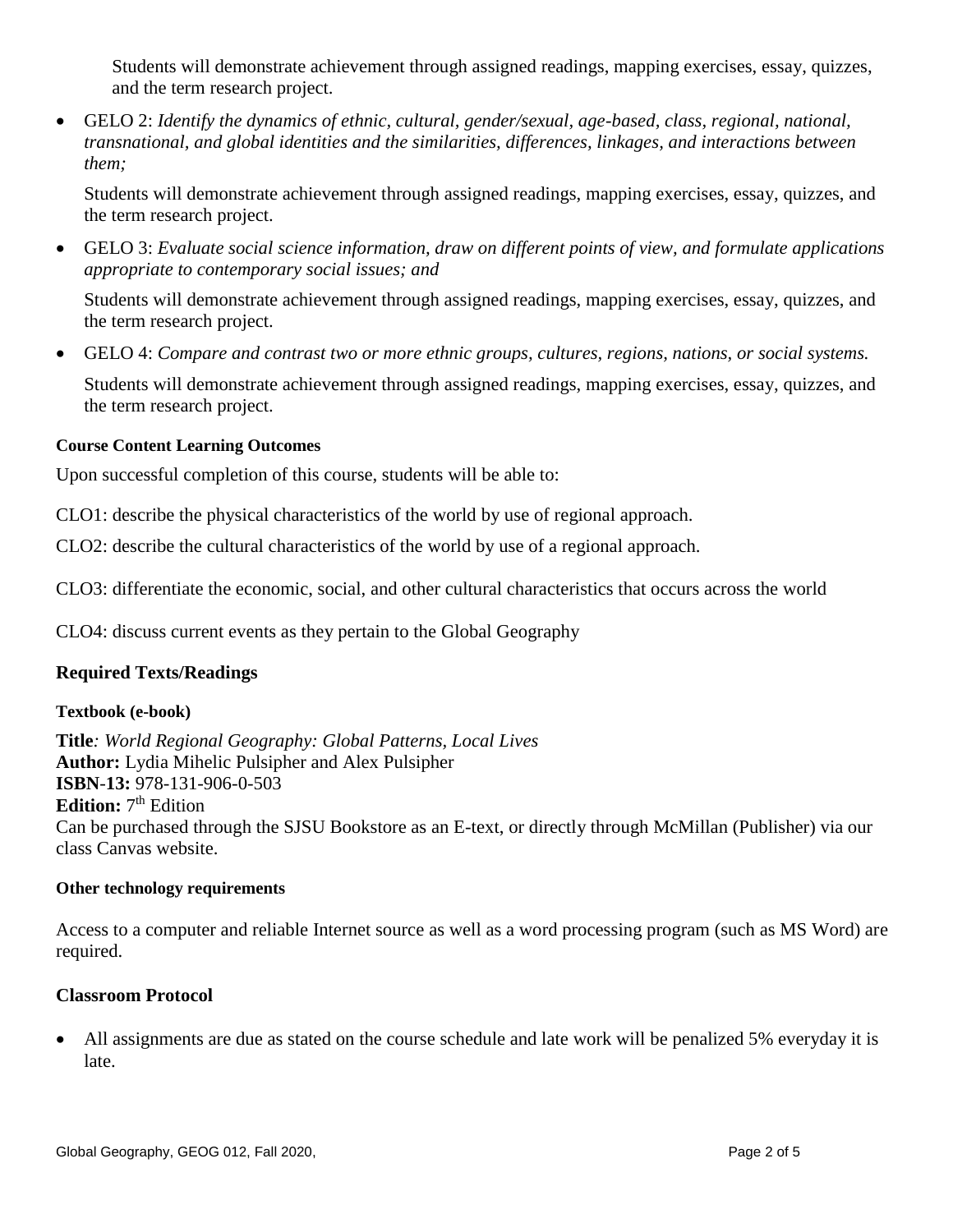Students will demonstrate achievement through assigned readings, mapping exercises, essay, quizzes, and the term research project.

- GELO 2: *Identify the dynamics of ethnic, cultural, gender/sexual, age-based, class, regional, national, transnational, and global identities and the similarities, differences, linkages, and interactions between them;*

  Students will demonstrate achievement through assigned readings, mapping exercises, essay, quizzes, and the term research project.

- GELO 3: *Evaluate social science information, draw on different points of view, and formulate applications appropriate to contemporary social issues; and*

  Students will demonstrate achievement through assigned readings, mapping exercises, essay, quizzes, and the term research project.

- GELO 4: *Compare and contrast two or more ethnic groups, cultures, regions, nations, or social systems.*

  Students will demonstrate achievement through assigned readings, mapping exercises, essay, quizzes, and the term research project.

#### Course Content Learning Outcomes

Upon successful completion of this course, students will be able to:

CLO1: describe the physical characteristics of the world by use of regional approach.

CLO2: describe the cultural characteristics of the world by use of a regional approach.

CLO3: differentiate the economic, social, and other cultural characteristics that occurs across the world

CLO4: discuss current events as they pertain to the Global Geography

### Required Texts/Readings

#### Textbook (e-book)

**Title***: World Regional Geography: Global Patterns, Local Lives*
**Author:** Lydia Mihelic Pulsipher and Alex Pulsipher
**ISBN-13:** 978-131-906-0-503
**Edition:** 7th Edition
Can be purchased through the SJSU Bookstore as an E-text, or directly through McMillan (Publisher) via our class Canvas website.

#### Other technology requirements

Access to a computer and reliable Internet source as well as a word processing program (such as MS Word) are required.

### Classroom Protocol

- All assignments are due as stated on the course schedule and late work will be penalized 5% everyday it is late.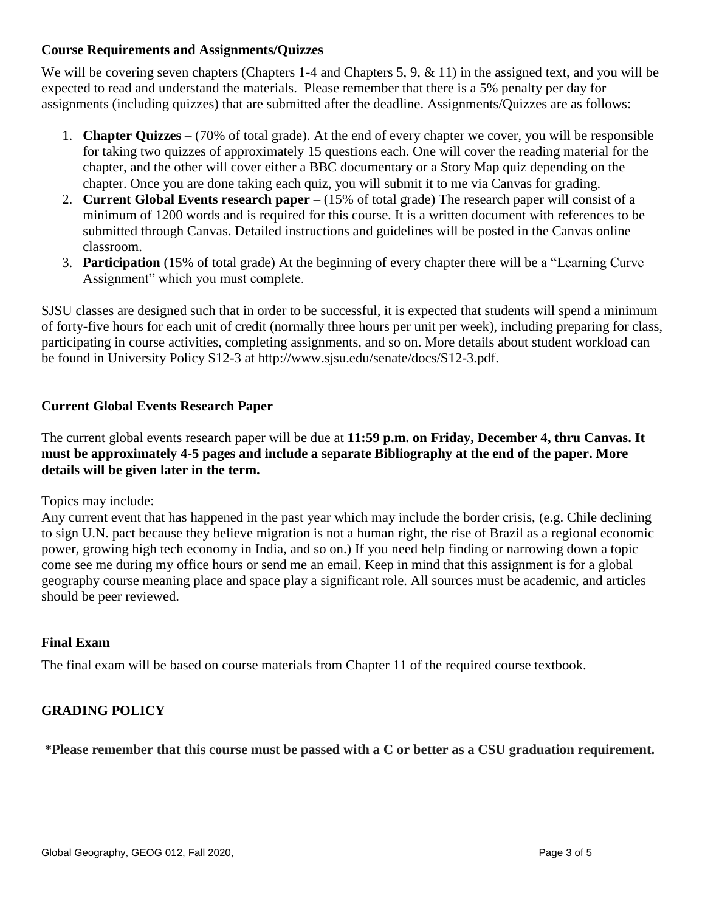### Course Requirements and Assignments/Quizzes

We will be covering seven chapters (Chapters 1-4 and Chapters 5, 9, & 11) in the assigned text, and you will be expected to read and understand the materials. Please remember that there is a 5% penalty per day for assignments (including quizzes) that are submitted after the deadline. Assignments/Quizzes are as follows:

1. **Chapter Quizzes** – (70% of total grade). At the end of every chapter we cover, you will be responsible for taking two quizzes of approximately 15 questions each. One will cover the reading material for the chapter, and the other will cover either a BBC documentary or a Story Map quiz depending on the chapter. Once you are done taking each quiz, you will submit it to me via Canvas for grading.
2. **Current Global Events research paper** – (15% of total grade) The research paper will consist of a minimum of 1200 words and is required for this course. It is a written document with references to be submitted through Canvas. Detailed instructions and guidelines will be posted in the Canvas online classroom.
3. **Participation** (15% of total grade) At the beginning of every chapter there will be a "Learning Curve Assignment" which you must complete.

SJSU classes are designed such that in order to be successful, it is expected that students will spend a minimum of forty-five hours for each unit of credit (normally three hours per unit per week), including preparing for class, participating in course activities, completing assignments, and so on. More details about student workload can be found in University Policy S12-3 at http://www.sjsu.edu/senate/docs/S12-3.pdf.

### Current Global Events Research Paper

The current global events research paper will be due at **11:59 p.m. on Friday, December 4, thru Canvas. It must be approximately 4-5 pages and include a separate Bibliography at the end of the paper. More details will be given later in the term.**

Topics may include:
Any current event that has happened in the past year which may include the border crisis, (e.g. Chile declining to sign U.N. pact because they believe migration is not a human right, the rise of Brazil as a regional economic power, growing high tech economy in India, and so on.) If you need help finding or narrowing down a topic come see me during my office hours or send me an email. Keep in mind that this assignment is for a global geography course meaning place and space play a significant role. All sources must be academic, and articles should be peer reviewed.

### Final Exam

The final exam will be based on course materials from Chapter 11 of the required course textbook.

## GRADING POLICY

**\*Please remember that this course must be passed with a C or better as a CSU graduation requirement.**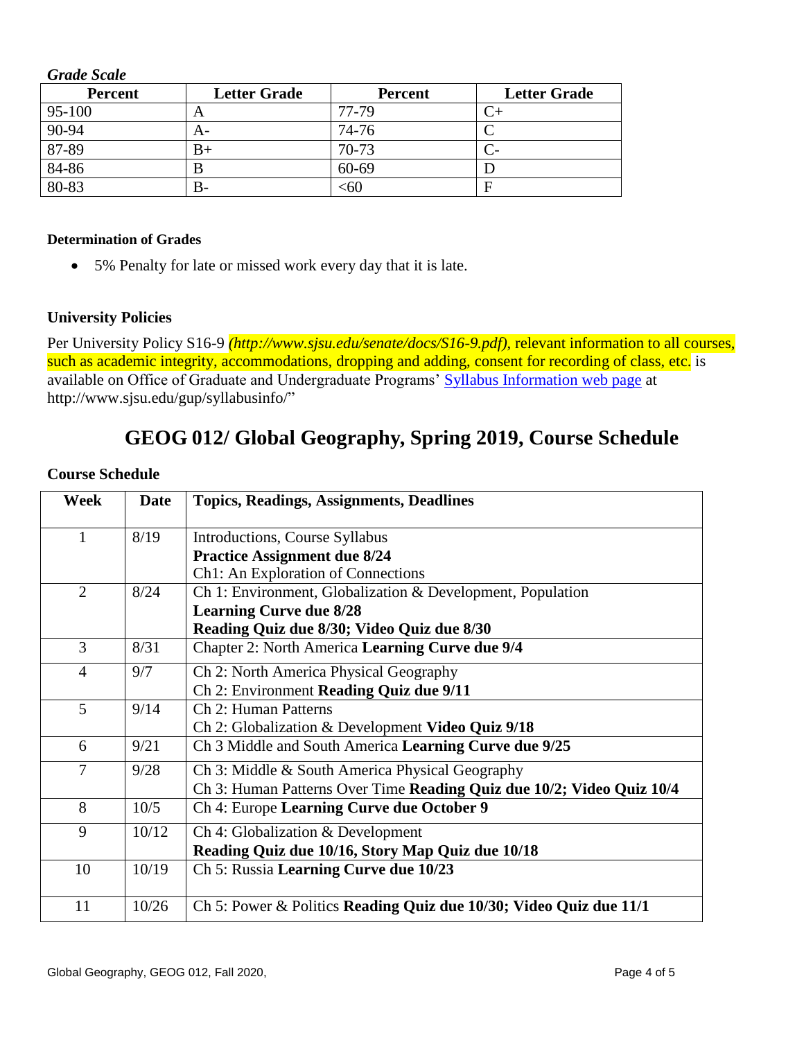*Grade Scale*

| Percent | Letter Grade | Percent | Letter Grade |
|---|---|---|---|
| 95-100 | A | 77-79 | C+ |
| 90-94 | A- | 74-76 | C |
| 87-89 | B+ | 70-73 | C- |
| 84-86 | B | 60-69 | D |
| 80-83 | B- | <60 | F |

#### Determination of Grades

- 5% Penalty for late or missed work every day that it is late.

#### University Policies

Per University Policy S16-9 *(http://www.sjsu.edu/senate/docs/S16-9.pdf)*, relevant information to all courses, such as academic integrity, accommodations, dropping and adding, consent for recording of class, etc. is available on Office of Graduate and Undergraduate Programs' Syllabus Information web page at http://www.sjsu.edu/gup/syllabusinfo/"

# GEOG 012/ Global Geography, Spring 2019, Course Schedule

#### Course Schedule

| Week | Date | Topics, Readings, Assignments, Deadlines |
|---|---|---|
| 1 | 8/19 | Introductions, Course Syllabus<br>**Practice Assignment due 8/24**<br>Ch1: An Exploration of Connections |
| 2 | 8/24 | Ch 1: Environment, Globalization & Development, Population<br>**Learning Curve due 8/28**<br>**Reading Quiz due 8/30; Video Quiz due 8/30** |
| 3 | 8/31 | Chapter 2: North America **Learning Curve due 9/4** |
| 4 | 9/7 | Ch 2: North America Physical Geography<br>Ch 2: Environment **Reading Quiz due 9/11** |
| 5 | 9/14 | Ch 2: Human Patterns<br>Ch 2: Globalization & Development **Video Quiz 9/18** |
| 6 | 9/21 | Ch 3 Middle and South America **Learning Curve due 9/25** |
| 7 | 9/28 | Ch 3: Middle & South America Physical Geography<br>Ch 3: Human Patterns Over Time **Reading Quiz due 10/2; Video Quiz 10/4** |
| 8 | 10/5 | Ch 4: Europe **Learning Curve due October 9** |
| 9 | 10/12 | Ch 4: Globalization & Development<br>**Reading Quiz due 10/16, Story Map Quiz due 10/18** |
| 10 | 10/19 | Ch 5: Russia **Learning Curve due 10/23** |
| 11 | 10/26 | Ch 5: Power & Politics **Reading Quiz due 10/30; Video Quiz due 11/1** |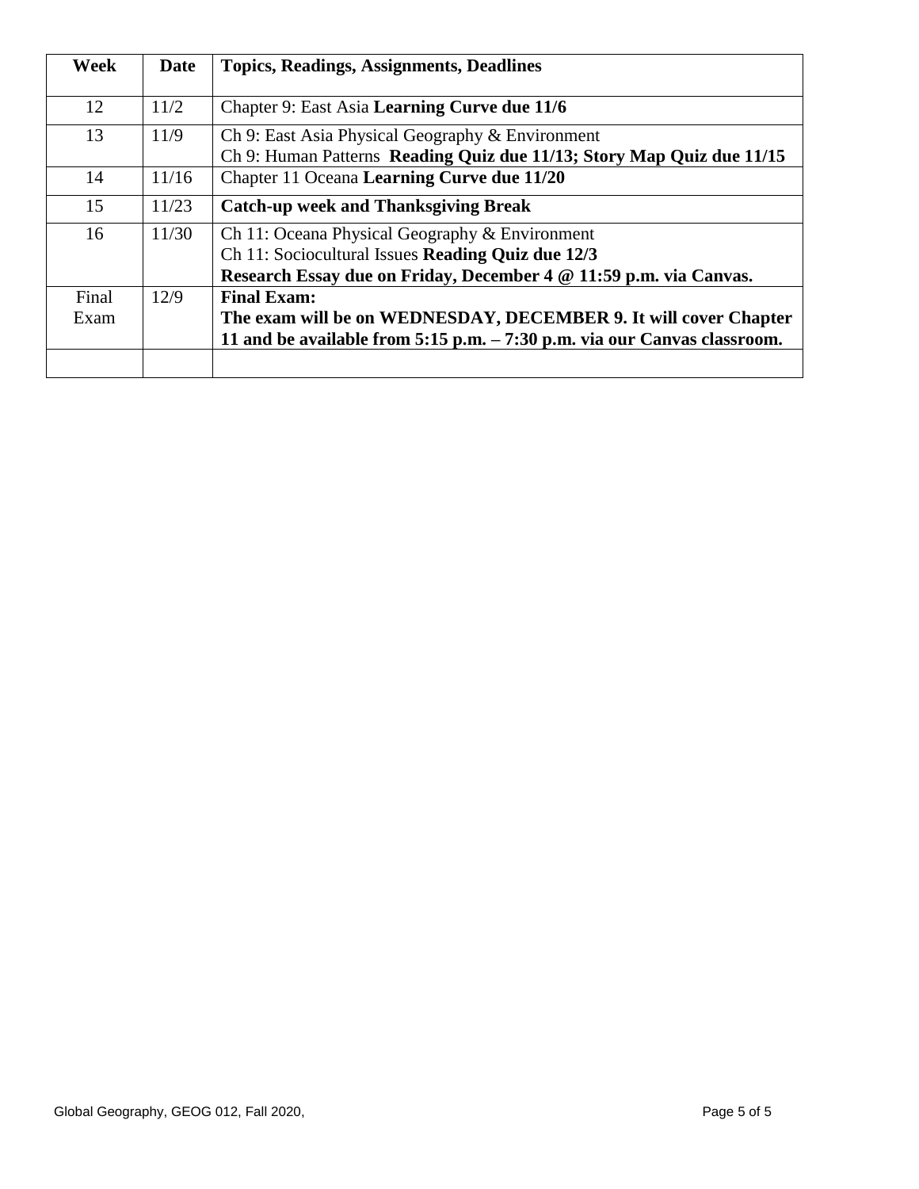| Week | Date | Topics, Readings, Assignments, Deadlines |
|---|---|---|
| 12 | 11/2 | Chapter 9: East Asia **Learning Curve due 11/6** |
| 13 | 11/9 | Ch 9: East Asia Physical Geography & Environment<br>Ch 9: Human Patterns **Reading Quiz due 11/13; Story Map Quiz due 11/15** |
| 14 | 11/16 | Chapter 11 Oceana **Learning Curve due 11/20** |
| 15 | 11/23 | **Catch-up week and Thanksgiving Break** |
| 16 | 11/30 | Ch 11: Oceana Physical Geography & Environment<br>Ch 11: Sociocultural Issues **Reading Quiz due 12/3**<br>**Research Essay due on Friday, December 4 @ 11:59 p.m. via Canvas.** |
| Final Exam | 12/9 | **Final Exam:**<br>**The exam will be on WEDNESDAY, DECEMBER 9. It will cover Chapter 11 and be available from 5:15 p.m. – 7:30 p.m. via our Canvas classroom.** |
| | | |